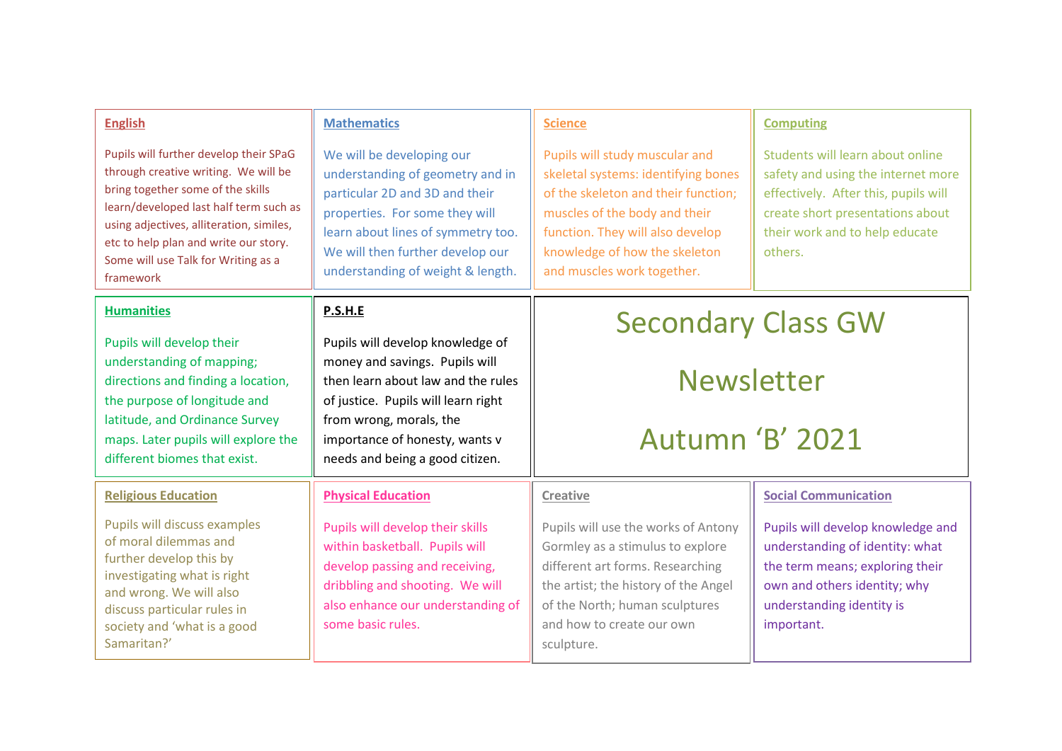# Secondary Class GW

# Newsletter

# Autumn 'B' 2021

## English

Pupils will further develop their SPaG through creative writing. We will be bring together some of the skills learn/developed last half term such as using adjectives, alliteration, similes, etc to help plan and write our story. Some will use Talk for Writing as a framework

## Mathematics

We will be developing our understanding of geometry and in particular 2D and 3D and their properties. For some they will learn about lines of symmetry too. We will then further develop our understanding of weight & length.

## Science

Pupils will study muscular and skeletal systems: identifying bones of the skeleton and their function; muscles of the body and their function. They will also develop knowledge of how the skeleton and muscles work together.

## Computing

Students will learn about online safety and using the internet more effectively. After this, pupils will create short presentations about their work and to help educate others.

## Humanities

Pupils will develop their understanding of mapping; directions and finding a location, the purpose of longitude and latitude, and Ordinance Survey maps. Later pupils will explore the different biomes that exist.

## P.S.H.E

Pupils will develop knowledge of money and savings. Pupils will then learn about law and the rules of justice. Pupils will learn right from wrong, morals, the importance of honesty, wants v needs and being a good citizen.

## Religious Education

Pupils will discuss examples of moral dilemmas and further develop this by investigating what is right and wrong. We will also discuss particular rules in society and 'what is a good Samaritan?'

## Physical Education

Pupils will develop their skills within basketball. Pupils will develop passing and receiving, dribbling and shooting. We will also enhance our understanding of some basic rules.

## Creative

Pupils will use the works of Antony Gormley as a stimulus to explore different art forms. Researching the artist; the history of the Angel of the North; human sculptures and how to create our own sculpture.

## Social Communication

Pupils will develop knowledge and understanding of identity: what the term means; exploring their own and others identity; why understanding identity is important.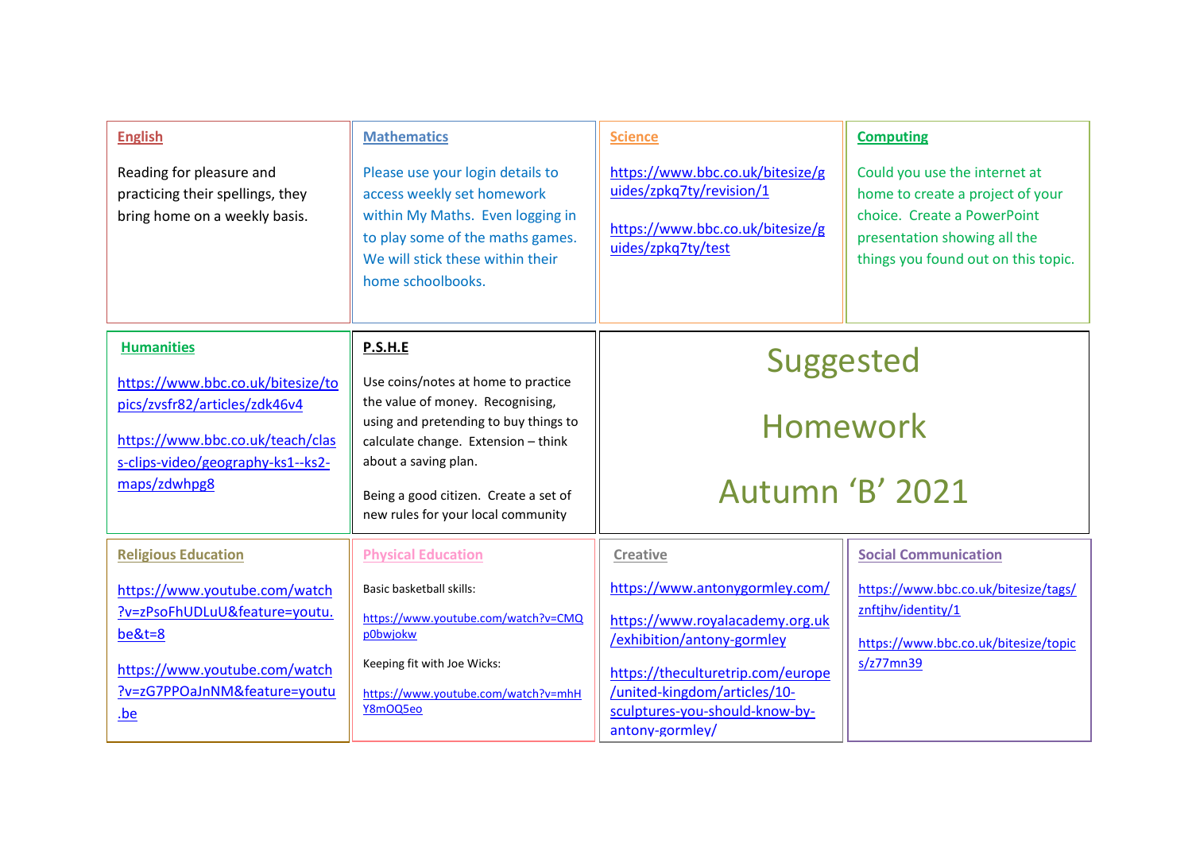# Suggested Homework Autumn 'B' 2021

## English

Reading for pleasure and practicing their spellings, they bring home on a weekly basis.

## Mathematics

Please use your login details to access weekly set homework within My Maths. Even logging in to play some of the maths games. We will stick these within their home schoolbooks.

## Science

https://www.bbc.co.uk/bitesize/guides/zpkq7ty/revision/1

https://www.bbc.co.uk/bitesize/guides/zpkq7ty/test

## Computing

Could you use the internet at home to create a project of your choice. Create a PowerPoint presentation showing all the things you found out on this topic.

## Humanities

https://www.bbc.co.uk/bitesize/topics/zvsfr82/articles/zdk46v4

https://www.bbc.co.uk/teach/class-clips-video/geography-ks1--ks2-maps/zdwhpg8

## P.S.H.E

Use coins/notes at home to practice the value of money. Recognising, using and pretending to buy things to calculate change. Extension – think about a saving plan.

Being a good citizen. Create a set of new rules for your local community

## Religious Education

https://www.youtube.com/watch?v=zPsoFhUDLuU&feature=youtu.be&t=8

https://www.youtube.com/watch?v=zG7PPOaJnNM&feature=youtu.be

## Physical Education

Basic basketball skills:

https://www.youtube.com/watch?v=CMQp0bwjokw

Keeping fit with Joe Wicks:

https://www.youtube.com/watch?v=mhHY8mOQ5eo

## Creative

https://www.antonygormley.com/

https://www.royalacademy.org.uk/exhibition/antony-gormley

https://theculturetrip.com/europe/united-kingdom/articles/10-sculptures-you-should-know-by-antony-gormley/

## Social Communication

https://www.bbc.co.uk/bitesize/tags/znftjhv/identity/1

https://www.bbc.co.uk/bitesize/topics/z77mn39